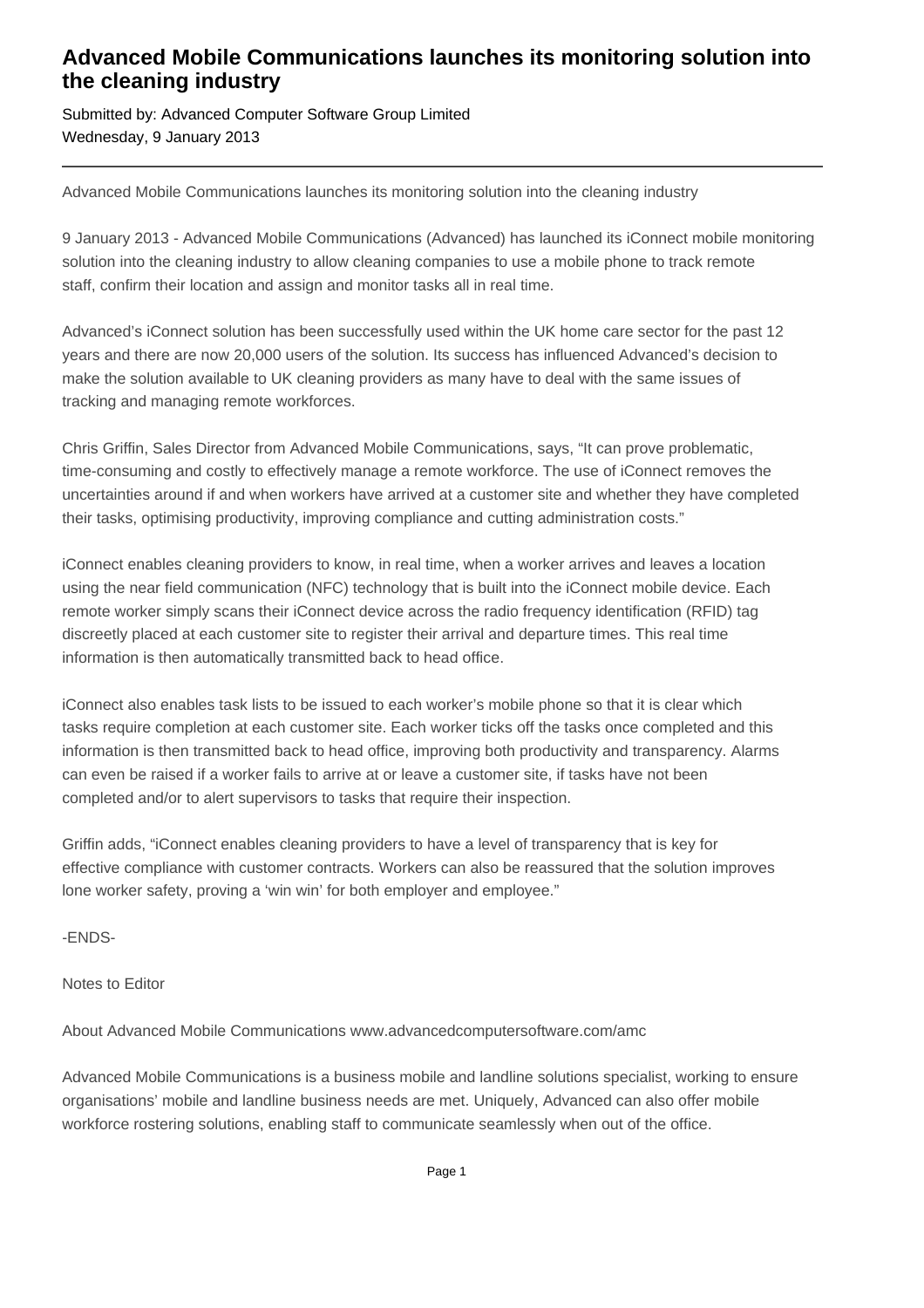# Advanced Mobile Communications launches its monitoring solution into the cleaning industry

Submitted by: Advanced Computer Software Group Limited
Wednesday, 9 January 2013

---

Advanced Mobile Communications launches its monitoring solution into the cleaning industry

9 January 2013 - Advanced Mobile Communications (Advanced) has launched its iConnect mobile monitoring solution into the cleaning industry to allow cleaning companies to use a mobile phone to track remote staff, confirm their location and assign and monitor tasks all in real time.

Advanced's iConnect solution has been successfully used within the UK home care sector for the past 12 years and there are now 20,000 users of the solution. Its success has influenced Advanced's decision to make the solution available to UK cleaning providers as many have to deal with the same issues of tracking and managing remote workforces.

Chris Griffin, Sales Director from Advanced Mobile Communications, says, "It can prove problematic, time-consuming and costly to effectively manage a remote workforce. The use of iConnect removes the uncertainties around if and when workers have arrived at a customer site and whether they have completed their tasks, optimising productivity, improving compliance and cutting administration costs."

iConnect enables cleaning providers to know, in real time, when a worker arrives and leaves a location using the near field communication (NFC) technology that is built into the iConnect mobile device. Each remote worker simply scans their iConnect device across the radio frequency identification (RFID) tag discreetly placed at each customer site to register their arrival and departure times. This real time information is then automatically transmitted back to head office.

iConnect also enables task lists to be issued to each worker's mobile phone so that it is clear which tasks require completion at each customer site. Each worker ticks off the tasks once completed and this information is then transmitted back to head office, improving both productivity and transparency. Alarms can even be raised if a worker fails to arrive at or leave a customer site, if tasks have not been completed and/or to alert supervisors to tasks that require their inspection.

Griffin adds, "iConnect enables cleaning providers to have a level of transparency that is key for effective compliance with customer contracts. Workers can also be reassured that the solution improves lone worker safety, proving a 'win win' for both employer and employee."

-ENDS-

Notes to Editor

About Advanced Mobile Communications www.advancedcomputersoftware.com/amc

Advanced Mobile Communications is a business mobile and landline solutions specialist, working to ensure organisations' mobile and landline business needs are met. Uniquely, Advanced can also offer mobile workforce rostering solutions, enabling staff to communicate seamlessly when out of the office.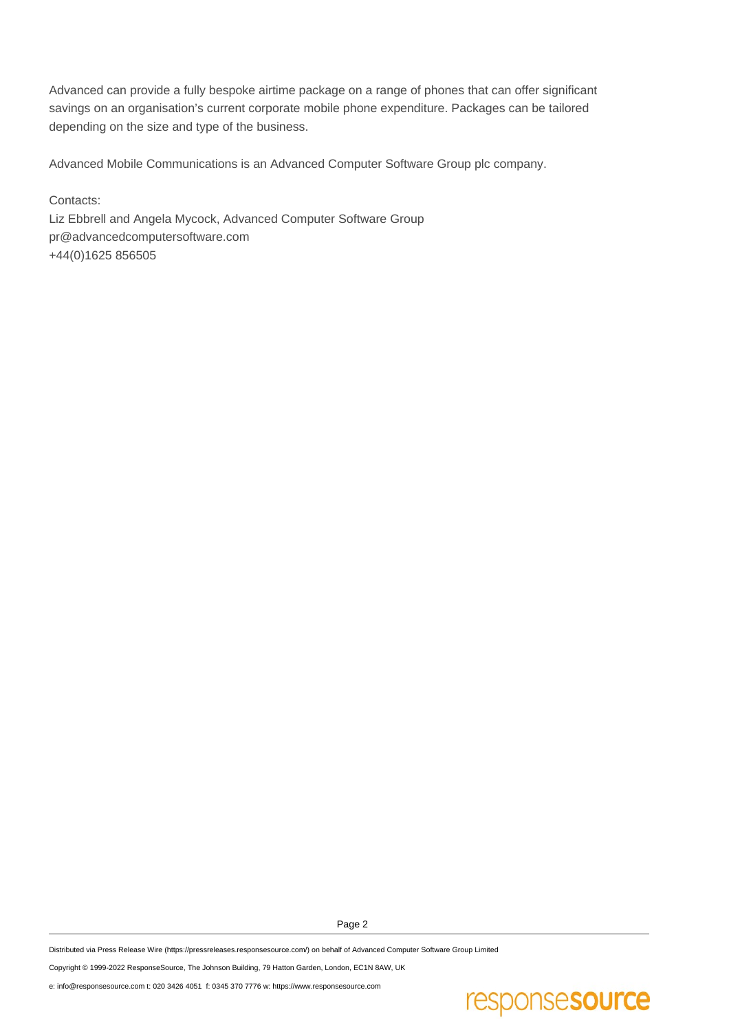Advanced can provide a fully bespoke airtime package on a range of phones that can offer significant savings on an organisation's current corporate mobile phone expenditure. Packages can be tailored depending on the size and type of the business.

Advanced Mobile Communications is an Advanced Computer Software Group plc company.

Contacts:
Liz Ebbrell and Angela Mycock, Advanced Computer Software Group
pr@advancedcomputersoftware.com
+44(0)1625 856505